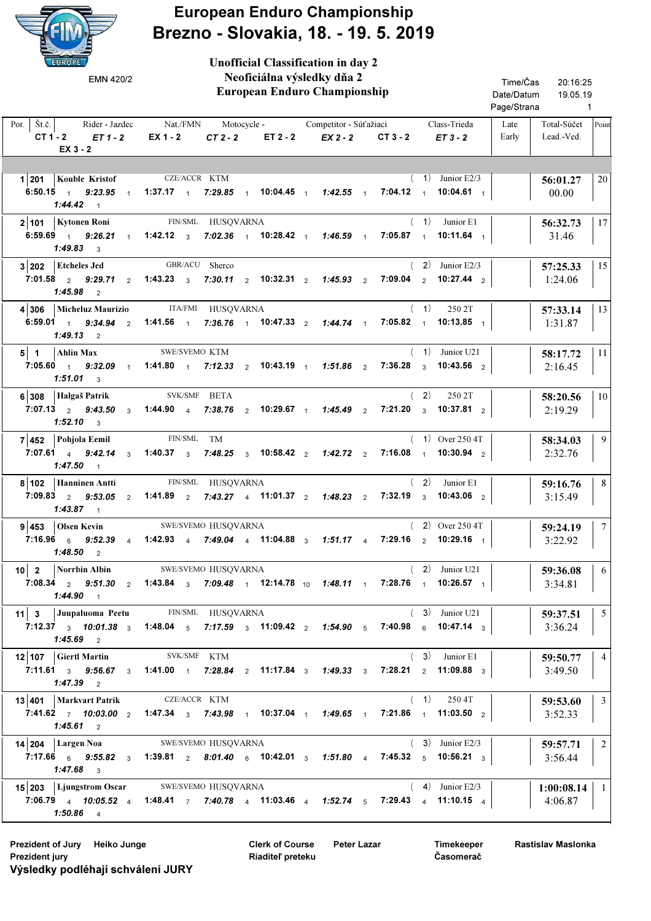# European Enduro Championship
## Brezno - Slovakia, 18. - 19. 5. 2019

EMN 420/2

**Unofficial Classification in day 2**
**Neoficiálna výsledky dňa 2**
**European Enduro Championship**

Time/Čas 20:16:25
Date/Datum 19.05.19

| Por. | Št.č. | Rider - Jazdec | Nat./FMN | Motocycle - | Competitor - Súťažiaci | Class-Trieda | Late Early | Total-Súčet | Lead.-Ved. | Point |
|---|---|---|---|---|---|---|---|---|---|---|
| | CT 1 - 2 | ET 1 - 2 | EX 1 - 2 | CT 2 - 2 | ET 2 - 2 | EX 2 - 2 | CT 3 - 2 | ET 3 - 2 | EX 3 - 2 | |
| 1 | 201 | Kouble Kristof | CZE/ACCR | KTM | | (1) Junior E2/3 | | 56:01.27 | 00.00 | 20 |
| | 6:50.15 | 9:23.95 1 | 1:37.17 1 | 7:29.85 1 | 10:04.45 1 | 1:42.55 1 | 7:04.12 1 | 10:04.61 1 | 1:44.42 1 | |
| 2 | 101 | Kytonen Roni | FIN/SML | HUSQVARNA | | (1) Junior E1 | | 56:32.73 | 31.46 | 17 |
| | 6:59.69 1 | 9:26.21 1 | 1:42.12 3 | 7:02.36 1 | 10:28.42 1 | 1:46.59 1 | 7:05.87 1 | 10:11.64 1 | 1:49.83 3 | |
| 3 | 202 | Etcheles Jed | GBR/ACU | Sherco | | (2) Junior E2/3 | | 57:25.33 | 1:24.06 | 15 |
| | 7:01.58 2 | 9:29.71 2 | 1:43.23 3 | 7:30.11 2 | 10:32.31 2 | 1:45.93 2 | 7:09.04 2 | 10:27.44 2 | 1:45.98 2 | |
| 4 | 306 | Micheluz Maurizio | ITA/FMI | HUSQVARNA | | (1) 250 2T | | 57:33.14 | 1:31.87 | 13 |
| | 6:59.01 1 | 9:34.94 2 | 1:41.56 1 | 7:36.76 1 | 10:47.33 2 | 1:44.74 1 | 7:05.82 1 | 10:13.85 1 | 1:49.13 2 | |
| 5 | 1 | Ahlin Max | SWE/SVEMO | KTM | | (1) Junior U21 | | 58:17.72 | 2:16.45 | 11 |
| | 7:05.60 1 | 9:32.09 1 | 1:41.80 1 | 7:12.33 2 | 10:43.19 1 | 1:51.86 2 | 7:36.28 3 | 10:43.56 2 | 1:51.01 3 | |
| 6 | 308 | Halgaš Patrik | SVK/SMF | BETA | | (2) 250 2T | | 58:20.56 | 2:19.29 | 10 |
| | 7:07.13 2 | 9:43.50 3 | 1:44.90 4 | 7:38.76 2 | 10:29.67 1 | 1:45.49 2 | 7:21.20 3 | 10:37.81 2 | 1:52.10 3 | |
| 7 | 452 | Pohjola Eemil | FIN/SML | TM | | (1) Over 250 4T | | 58:34.03 | 2:32.76 | 9 |
| | 7:07.61 4 | 9:42.14 3 | 1:40.37 3 | 7:48.25 3 | 10:58.42 2 | 1:42.72 2 | 7:16.08 1 | 10:30.94 2 | 1:47.50 1 | |
| 8 | 102 | Hanninen Antti | FIN/SML | HUSQVARNA | | (2) Junior E1 | | 59:16.76 | 3:15.49 | 8 |
| | 7:09.83 2 | 9:53.05 2 | 1:41.89 2 | 7:43.27 4 | 11:01.37 2 | 1:48.23 2 | 7:32.19 3 | 10:43.06 2 | 1:43.87 1 | |
| 9 | 453 | Olsen Kevin | SWE/SVEMO | HUSQVARNA | | (2) Over 250 4T | | 59:24.19 | 3:22.92 | 7 |
| | 7:16.96 6 | 9:52.39 4 | 1:42.93 4 | 7:49.04 4 | 11:04.88 3 | 1:51.17 4 | 7:29.16 2 | 10:29.16 1 | 1:48.50 2 | |
| 10 | 2 | Norrbin Albin | SWE/SVEMO | HUSQVARNA | | (2) Junior U21 | | 59:36.08 | 3:34.81 | 6 |
| | 7:08.34 2 | 9:51.30 2 | 1:43.84 3 | 7:09.48 1 | 12:14.78 10 | 1:48.11 1 | 7:28.76 1 | 10:26.57 1 | 1:44.90 1 | |
| 11 | 3 | Juupaluoma Peetu | FIN/SML | HUSQVARNA | | (3) Junior U21 | | 59:37.51 | 3:36.24 | 5 |
| | 7:12.37 3 | 10:01.38 3 | 1:48.04 5 | 7:17.59 3 | 11:09.42 2 | 1:54.90 5 | 7:40.98 6 | 10:47.14 3 | 1:45.69 2 | |
| 12 | 107 | Giertl Martin | SVK/SMF | KTM | | (3) Junior E1 | | 59:50.77 | 3:49.50 | 4 |
| | 7:11.61 3 | 9:56.67 3 | 1:41.00 1 | 7:28.84 2 | 11:17.84 3 | 1:49.33 3 | 7:28.21 2 | 11:09.88 3 | 1:47.39 2 | |
| 13 | 401 | Markvart Patrik | CZE/ACCR | KTM | | (1) 250 4T | | 59:53.60 | 3:52.33 | 3 |
| | 7:41.62 7 | 10:03.00 2 | 1:47.34 3 | 7:43.98 1 | 10:37.04 1 | 1:49.65 1 | 7:21.86 1 | 11:03.50 2 | 1:45.61 2 | |
| 14 | 204 | Largen Noa | SWE/SVEMO | HUSQVARNA | | (3) Junior E2/3 | | 59:57.71 | 3:56.44 | 2 |
| | 7:17.66 6 | 9:55.82 3 | 1:39.81 2 | 8:01.40 6 | 10:42.01 3 | 1:51.80 4 | 7:45.32 5 | 10:56.21 3 | 1:47.68 3 | |
| 15 | 203 | Ljungstrom Oscar | SWE/SVEMO | HUSQVARNA | | (4) Junior E2/3 | | 1:00:08.14 | 4:06.87 | 1 |
| | 7:06.79 4 | 10:05.52 4 | 1:48.41 7 | 7:40.78 4 | 11:03.46 4 | 1:52.74 5 | 7:29.43 4 | 11:10.15 4 | 1:50.86 4 | |

Prezident of Jury / Prezident jury: Heiko Junge

Clerk of Course / Riaditeľ preteku: Peter Lazar

Timekeeper / Časomerač: Rastislav Maslonka

**Výsledky podléhají schválení JURY**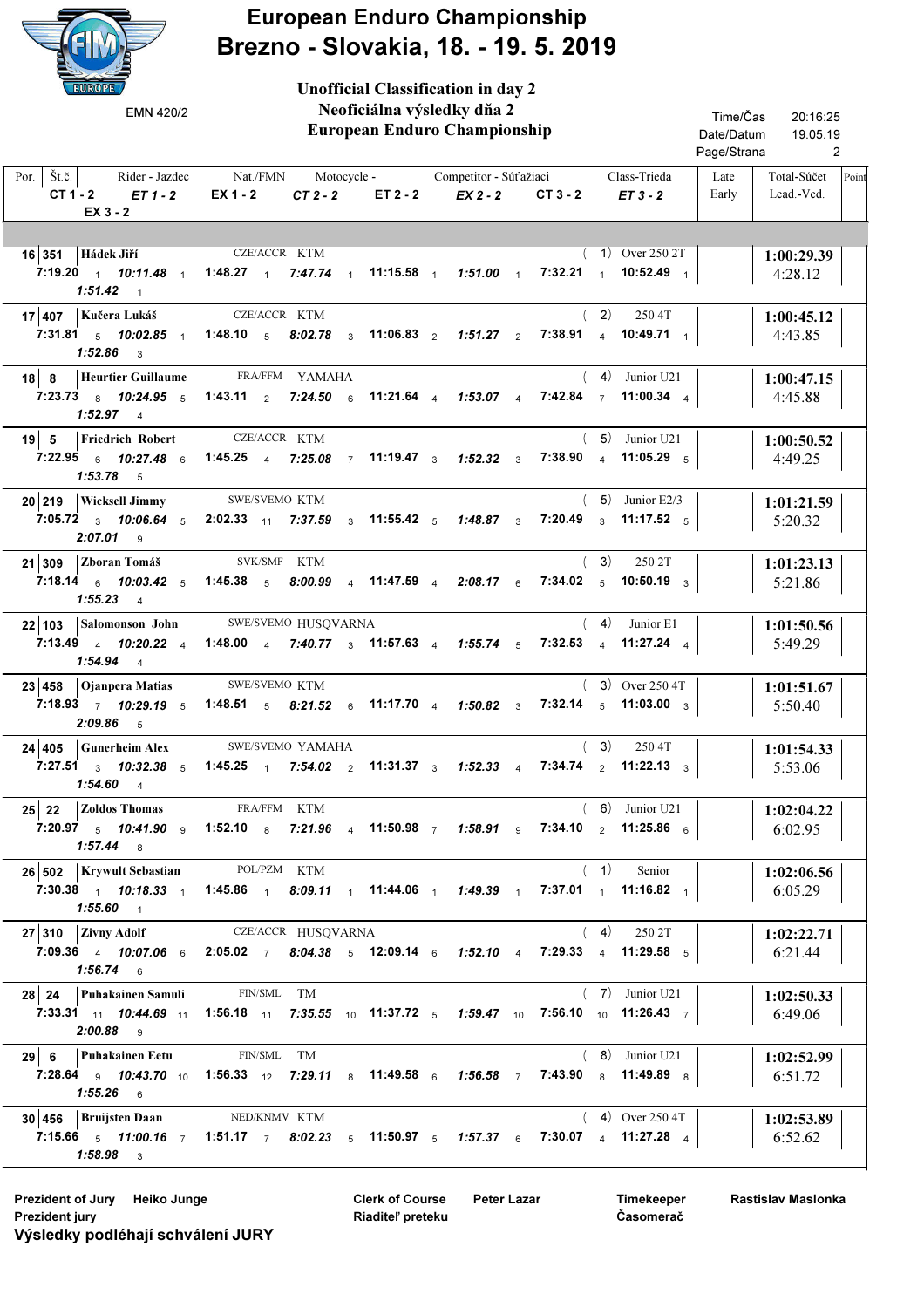# European Enduro Championship
## Brezno - Slovakia, 18. - 19. 5. 2019

EMN 420/2

**Unofficial Classification in day 2**
**Neoficiálna výsledky dňa 2**
**European Enduro Championship**

Time/Čas 20:16:25
Date/Datum 19.05.19

| Por. | Št.č. | Rider - Jazdec | Nat./FMN | Motocycle - | Competitor - Súťažiaci | Class-Trieda | Late Early | Total-Súčet Lead.-Ved. | Point |
|---|---|---|---|---|---|---|---|---|---|
| | CT 1 - 2 | ET 1 - 2 | EX 1 - 2 | CT 2 - 2 | ET 2 - 2 | EX 2 - 2 | CT 3 - 2 | ET 3 - 2 | EX 3 - 2 |
| 16 | 351 | Hádek Jiří | CZE/ACCR | KTM | | ( 1) Over 250 2T | | 1:00:29.39 4:28.12 | |
| | 7:19.20 1 | 10:11.48 1 | 1:48.27 1 | 7:47.74 1 | 11:15.58 1 | 1:51.00 1 | 7:32.21 1 | 10:52.49 1 | 1:51.42 1 |
| 17 | 407 | Kučera Lukáš | CZE/ACCR | KTM | | ( 2) 250 4T | | 1:00:45.12 4:43.85 | |
| | 7:31.81 5 | 10:02.85 1 | 1:48.10 5 | 8:02.78 3 | 11:06.83 2 | 1:51.27 2 | 7:38.91 4 | 10:49.71 1 | 1:52.86 3 |
| 18 | 8 | Heurtier Guillaume | FRA/FFM | YAMAHA | | ( 4) Junior U21 | | 1:00:47.15 4:45.88 | |
| | 7:23.73 8 | 10:24.95 5 | 1:43.11 2 | 7:24.50 6 | 11:21.64 4 | 1:53.07 4 | 7:42.84 7 | 11:00.34 4 | 1:52.97 4 |
| 19 | 5 | Friedrich Robert | CZE/ACCR | KTM | | ( 5) Junior U21 | | 1:00:50.52 4:49.25 | |
| | 7:22.95 6 | 10:27.48 6 | 1:45.25 4 | 7:25.08 7 | 11:19.47 3 | 1:52.32 3 | 7:38.90 4 | 11:05.29 5 | 1:53.78 5 |
| 20 | 219 | Wicksell Jimmy | SWE/SVEMO | KTM | | ( 5) Junior E2/3 | | 1:01:21.59 5:20.32 | |
| | 7:05.72 3 | 10:06.64 5 | 2:02.33 11 | 7:37.59 3 | 11:55.42 5 | 1:48.87 3 | 7:20.49 3 | 11:17.52 5 | 2:07.01 9 |
| 21 | 309 | Zboran Tomáš | SVK/SMF | KTM | | ( 3) 250 2T | | 1:01:23.13 5:21.86 | |
| | 7:18.14 6 | 10:03.42 5 | 1:45.38 5 | 8:00.99 4 | 11:47.59 4 | 2:08.17 6 | 7:34.02 5 | 10:50.19 3 | 1:55.23 4 |
| 22 | 103 | Salomonson John | SWE/SVEMO | HUSQVARNA | | ( 4) Junior E1 | | 1:01:50.56 5:49.29 | |
| | 7:13.49 4 | 10:20.22 4 | 1:48.00 4 | 7:40.77 3 | 11:57.63 4 | 1:55.74 5 | 7:32.53 4 | 11:27.24 4 | 1:54.94 4 |
| 23 | 458 | Ojanpera Matias | SWE/SVEMO | KTM | | ( 3) Over 250 4T | | 1:01:51.67 5:50.40 | |
| | 7:18.93 7 | 10:29.19 5 | 1:48.51 5 | 8:21.52 6 | 11:17.70 4 | 1:50.82 3 | 7:32.14 5 | 11:03.00 3 | 2:09.86 5 |
| 24 | 405 | Gunerheim Alex | SWE/SVEMO | YAMAHA | | ( 3) 250 4T | | 1:01:54.33 5:53.06 | |
| | 7:27.51 3 | 10:32.38 5 | 1:45.25 1 | 7:54.02 2 | 11:31.37 3 | 1:52.33 4 | 7:34.74 2 | 11:22.13 3 | 1:54.60 4 |
| 25 | 22 | Zoldos Thomas | FRA/FFM | KTM | | ( 6) Junior U21 | | 1:02:04.22 6:02.95 | |
| | 7:20.97 5 | 10:41.90 9 | 1:52.10 8 | 7:21.96 4 | 11:50.98 7 | 1:58.91 9 | 7:34.10 2 | 11:25.86 6 | 1:57.44 8 |
| 26 | 502 | Krywult Sebastian | POL/PZM | KTM | | ( 1) Senior | | 1:02:06.56 6:05.29 | |
| | 7:30.38 1 | 10:18.33 1 | 1:45.86 1 | 8:09.11 1 | 11:44.06 1 | 1:49.39 1 | 7:37.01 1 | 11:16.82 1 | 1:55.60 1 |
| 27 | 310 | Zivny Adolf | CZE/ACCR | HUSQVARNA | | ( 4) 250 2T | | 1:02:22.71 6:21.44 | |
| | 7:09.36 4 | 10:07.06 6 | 2:05.02 7 | 8:04.38 5 | 12:09.14 6 | 1:52.10 4 | 7:29.33 4 | 11:29.58 5 | 1:56.74 6 |
| 28 | 24 | Puhakainen Samuli | FIN/SML | TM | | ( 7) Junior U21 | | 1:02:50.33 6:49.06 | |
| | 7:33.31 11 | 10:44.69 11 | 1:56.18 11 | 7:35.55 10 | 11:37.72 5 | 1:59.47 10 | 7:56.10 10 | 11:26.43 7 | 2:00.88 9 |
| 29 | 6 | Puhakainen Eetu | FIN/SML | TM | | ( 8) Junior U21 | | 1:02:52.99 6:51.72 | |
| | 7:28.64 9 | 10:43.70 10 | 1:56.33 12 | 7:29.11 8 | 11:49.58 6 | 1:56.58 7 | 7:43.90 8 | 11:49.89 8 | 1:55.26 6 |
| 30 | 456 | Bruijsten Daan | NED/KNMV | KTM | | ( 4) Over 250 4T | | 1:02:53.89 6:52.62 | |
| | 7:15.66 5 | 11:00.16 7 | 1:51.17 7 | 8:02.23 5 | 11:50.97 5 | 1:57.37 6 | 7:30.07 4 | 11:27.28 4 | 1:58.98 3 |

Prezident of Jury Heiko Junge
Prezident jury

Clerk of Course Peter Lazar
Riaditeľ preteku

Timekeeper Rastislav Maslonka
Časomerač

**Výsledky podlěhají schválení JURY**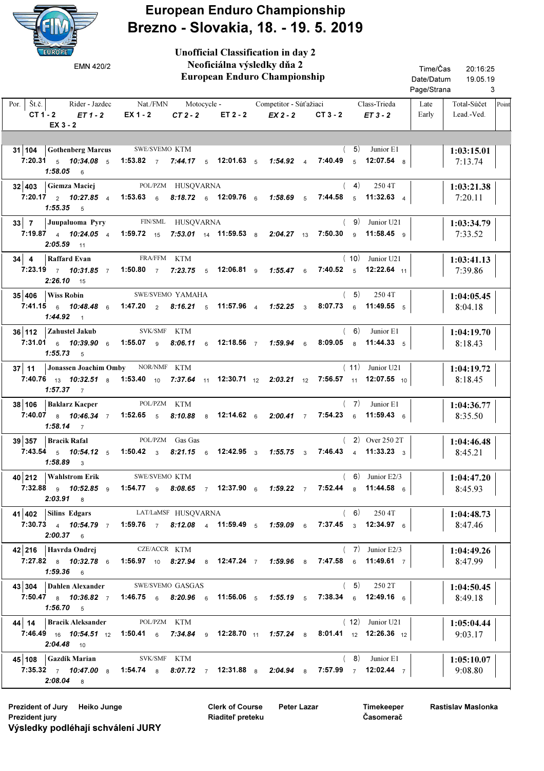# European Enduro Championship
## Brezno - Slovakia, 18. - 19. 5. 2019

EMN 420/2

**Unofficial Classification in day 2**
**Neoficiálna výsledky dňa 2**
**European Enduro Championship**

Time/Čas 20:16:25
Date/Datum 19.05.19
Page/Strana 3

| Por. | Št.č. | Rider - Jazdec | Nat./FMN | Motocycle - | Competitor - Súťažiaci | | Class-Trieda | Late Early | Total-Súčet Lead.-Ved. | Point |
|---|---|---|---|---|---|---|---|---|---|---|
| | CT 1 - 2 | *ET 1 - 2* | EX 1 - 2 | *CT 2 - 2* | ET 2 - 2 | *EX 2 - 2* | CT 3 - 2 | *ET 3 - 2* | | |
| | *EX 3 - 2* | | | | | | | | | |
| 31 | 104 | Gothenberg Marcus | SWE/SVEMO | KTM | | ( 5) | Junior E1 | | 1:03:15.01 / 7:13.74 | |
| | 7:20.31 5 | *10:34.08* 5 | 1:53.82 7 | *7:44.17* 5 | 12:01.63 5 | *1:54.92* 4 | 7:40.49 5 | *12:07.54* 8 | | |
| | *1:58.05* 6 | | | | | | | | | |
| 32 | 403 | Giemza Maciej | POL/PZM | HUSQVARNA | | ( 4) | 250 4T | | 1:03:21.38 / 7:20.11 | |
| | 7:20.17 2 | *10:27.85* 4 | 1:53.63 6 | *8:18.72* 6 | 12:09.76 6 | *1:58.69* 5 | 7:44.58 5 | *11:32.63* 4 | | |
| | *1:55.35* 5 | | | | | | | | | |
| 33 | 7 | Juupaluoma Pyry | FIN/SML | HUSQVARNA | | ( 9) | Junior U21 | | 1:03:34.79 / 7:33.52 | |
| | 7:19.87 4 | *10:24.05* 4 | 1:59.72 15 | *7:53.01* 14 | 11:59.53 8 | *2:04.27* 13 | 7:50.30 9 | *11:58.45* 9 | | |
| | *2:05.59* 11 | | | | | | | | | |
| 34 | 4 | Raffard Evan | FRA/FFM | KTM | | ( 10) | Junior U21 | | 1:03:41.13 / 7:39.86 | |
| | 7:23.19 7 | *10:31.85* 7 | 1:50.80 7 | *7:23.75* 5 | 12:06.81 9 | *1:55.47* 6 | 7:40.52 5 | *12:22.64* 11 | | |
| | *2:26.10* 15 | | | | | | | | | |
| 35 | 406 | Wiss Robin | SWE/SVEMO | YAMAHA | | ( 5) | 250 4T | | 1:04:05.45 / 8:04.18 | |
| | 7:41.15 6 | *10:48.48* 6 | 1:47.20 2 | *8:16.21* 5 | 11:57.96 4 | *1:52.25* 3 | 8:07.73 6 | *11:49.55* 5 | | |
| | *1:44.92* 1 | | | | | | | | | |
| 36 | 112 | Zahustel Jakub | SVK/SMF | KTM | | ( 6) | Junior E1 | | 1:04:19.70 / 8:18.43 | |
| | 7:31.01 6 | *10:39.90* 6 | 1:55.07 9 | *8:06.11* 6 | 12:18.56 7 | *1:59.94* 6 | 8:09.05 8 | *11:44.33* 5 | | |
| | *1:55.73* 5 | | | | | | | | | |
| 37 | 11 | Jonassen Joachim Omby | NOR/NMF | KTM | | ( 11) | Junior U21 | | 1:04:19.72 / 8:18.45 | |
| | 7:40.76 13 | *10:32.51* 8 | 1:53.40 10 | *7:37.64* 11 | 12:30.71 12 | *2:03.21* 12 | 7:56.57 11 | *12:07.55* 10 | | |
| | *1:57.37* 7 | | | | | | | | | |
| 38 | 106 | Baklarz Kacper | POL/PZM | KTM | | ( 7) | Junior E1 | | 1:04:36.77 / 8:35.50 | |
| | 7:40.07 8 | *10:46.34* 7 | 1:52.65 5 | *8:10.88* 8 | 12:14.62 6 | *2:00.41* 7 | 7:54.23 6 | *11:59.43* 6 | | |
| | *1:58.14* 7 | | | | | | | | | |
| 39 | 357 | Bracik Rafal | POL/PZM | Gas Gas | | ( 2) | Over 250 2T | | 1:04:46.48 / 8:45.21 | |
| | 7:43.54 5 | *10:54.12* 5 | 1:50.42 3 | *8:21.15* 6 | 12:42.95 3 | *1:55.75* 3 | 7:46.43 4 | *11:33.23* 3 | | |
| | *1:58.89* 3 | | | | | | | | | |
| 40 | 212 | Wahlstrom Erik | SWE/SVEMO | KTM | | ( 6) | Junior E2/3 | | 1:04:47.20 / 8:45.93 | |
| | 7:32.88 9 | *10:52.85* 9 | 1:54.77 9 | *8:08.65* 7 | 12:37.90 6 | *1:59.22* 7 | 7:52.44 8 | *11:44.58* 6 | | |
| | *2:03.91* 8 | | | | | | | | | |
| 41 | 402 | Silins Edgars | LAT/LaMSF | HUSQVARNA | | ( 6) | 250 4T | | 1:04:48.73 / 8:47.46 | |
| | 7:30.73 4 | *10:54.79* 7 | 1:59.76 7 | *8:12.08* 4 | 11:59.49 5 | *1:59.09* 6 | 7:37.45 3 | *12:34.97* 6 | | |
| | *2:00.37* 6 | | | | | | | | | |
| 42 | 216 | Havrda Ondrej | CZE/ACCR | KTM | | ( 7) | Junior E2/3 | | 1:04:49.26 / 8:47.99 | |
| | 7:27.82 8 | *10:32.78* 6 | 1:56.97 10 | *8:27.94* 8 | 12:47.24 7 | *1:59.96* 8 | 7:47.58 6 | *11:49.61* 7 | | |
| | *1:59.36* 6 | | | | | | | | | |
| 43 | 304 | Dahlen Alexander | SWE/SVEMO | GASGAS | | ( 5) | 250 2T | | 1:04:50.45 / 8:49.18 | |
| | 7:50.47 8 | *10:36.82* 7 | 1:46.75 6 | *8:20.96* 6 | 11:56.06 5 | *1:55.19* 5 | 7:38.34 6 | *12:49.16* 6 | | |
| | *1:56.70* 5 | | | | | | | | | |
| 44 | 14 | Bracik Aleksander | POL/PZM | KTM | | ( 12) | Junior U21 | | 1:05:04.44 / 9:03.17 | |
| | 7:46.49 16 | *10:54.51* 12 | 1:50.41 6 | *7:34.84* 9 | 12:28.70 11 | *1:57.24* 8 | 8:01.41 12 | *12:26.36* 12 | | |
| | *2:04.48* 10 | | | | | | | | | |
| 45 | 108 | Gazdík Marian | SVK/SMF | KTM | | ( 8) | Junior E1 | | 1:05:10.07 / 9:08.80 | |
| | 7:35.32 7 | *10:47.00* 8 | 1:54.74 8 | *8:07.72* 7 | 12:31.88 8 | *2:04.94* 8 | 7:57.99 7 | *12:02.44* 7 | | |
| | *2:08.04* 8 | | | | | | | | | |

Prezident of Jury / Prezident jury: Heiko Junge
Clerk of Course / Riaditeľ preteku: Peter Lazar
Timekeeper / Časomerač: Rastislav Maslonka

**Výsledky podlĕhají schválení JURY**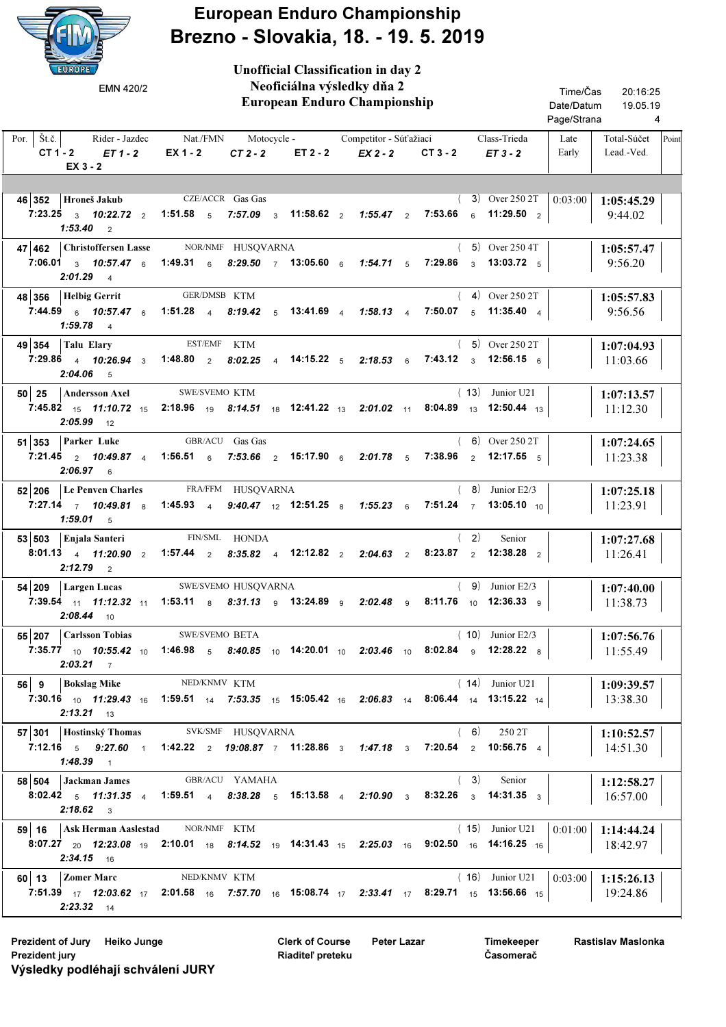# European Enduro Championship
# Brezno - Slovakia, 18. - 19. 5. 2019

EMN 420/2

**Unofficial Classification in day 2**
**Neoficiálna výsledky dňa 2**
**European Enduro Championship**

Time/Čas 20:16:25
Date/Datum 19.05.19
Page/Strana 4

| Por. | Št.č. | Rider - Jazdec | Nat./FMN | Motocycle - | Competitor - Súťažiaci | Class-Trieda | Late Early | Total-Súčet Lead.-Ved. | Point |
|---|---|---|---|---|---|---|---|---|---|
| | CT 1 - 2 | *ET 1 - 2* | EX 1 - 2 | *CT 2 - 2* | ET 2 - 2 | *EX 2 - 2* | CT 3 - 2 | *ET 3 - 2* | *EX 3 - 2* |
| 46 | 352 | Hroneš Jakub | CZE/ACCR | Gas Gas | | ( 3) Over 250 2T | 0:03:00 | 1:05:45.29 / 9:44.02 | |
| | 7:23.25 3 | *10:22.72* 2 | 1:51.58 5 | *7:57.09* 3 | 11:58.62 2 | *1:55.47* 2 | 7:53.66 6 | *11:29.50* 2 | *1:53.40* 2 |
| 47 | 462 | Christoffersen Lasse | NOR/NMF | HUSQVARNA | | ( 5) Over 250 4T | | 1:05:57.47 / 9:56.20 | |
| | 7:06.01 3 | *10:57.47* 6 | 1:49.31 6 | *8:29.50* 7 | 13:05.60 6 | *1:54.71* 5 | 7:29.86 3 | *13:03.72* 5 | *2:01.29* 4 |
| 48 | 356 | Helbig Gerrit | GER/DMSB | KTM | | ( 4) Over 250 2T | | 1:05:57.83 / 9:56.56 | |
| | 7:44.59 6 | *10:57.47* 6 | 1:51.28 4 | *8:19.42* 5 | 13:41.69 4 | *1:58.13* 4 | 7:50.07 5 | *11:35.40* 4 | *1:59.78* 4 |
| 49 | 354 | Talu Elary | EST/EMF | KTM | | ( 5) Over 250 2T | | 1:07:04.93 / 11:03.66 | |
| | 7:29.86 4 | *10:26.94* 3 | 1:48.80 2 | *8:02.25* 4 | 14:15.22 5 | *2:18.53* 6 | 7:43.12 3 | *12:56.15* 6 | *2:04.06* 5 |
| 50 | 25 | Andersson Axel | SWE/SVEMO | KTM | | ( 13) Junior U21 | | 1:07:13.57 / 11:12.30 | |
| | 7:45.82 15 | *11:10.72* 15 | 2:18.96 19 | *8:14.51* 18 | 12:41.22 13 | *2:01.02* 11 | 8:04.89 13 | *12:50.44* 13 | *2:05.99* 12 |
| 51 | 353 | Parker Luke | GBR/ACU | Gas Gas | | ( 6) Over 250 2T | | 1:07:24.65 / 11:23.38 | |
| | 7:21.45 2 | *10:49.87* 4 | 1:56.51 6 | *7:53.66* 2 | 15:17.90 6 | *2:01.78* 5 | 7:38.96 2 | *12:17.55* 5 | *2:06.97* 6 |
| 52 | 206 | Le Penven Charles | FRA/FFM | HUSQVARNA | | ( 8) Junior E2/3 | | 1:07:25.18 / 11:23.91 | |
| | 7:27.14 7 | *10:49.81* 8 | 1:45.93 4 | *9:40.47* 12 | 12:51.25 8 | *1:55.23* 6 | 7:51.24 7 | *13:05.10* 10 | *1:59.01* 5 |
| 53 | 503 | Enjala Santeri | FIN/SML | HONDA | | ( 2) Senior | | 1:07:27.68 / 11:26.41 | |
| | 8:01.13 4 | *11:20.90* 2 | 1:57.44 2 | *8:35.82* 4 | 12:12.82 2 | *2:04.63* 2 | 8:23.87 2 | *12:38.28* 2 | *2:12.79* 2 |
| 54 | 209 | Largen Lucas | SWE/SVEMO | HUSQVARNA | | ( 9) Junior E2/3 | | 1:07:40.00 / 11:38.73 | |
| | 7:39.54 11 | *11:12.32* 11 | 1:53.11 8 | *8:31.13* 9 | 13:24.89 9 | *2:02.48* 9 | 8:11.76 10 | *12:36.33* 9 | *2:08.44* 10 |
| 55 | 207 | Carlsson Tobias | SWE/SVEMO | BETA | | ( 10) Junior E2/3 | | 1:07:56.76 / 11:55.49 | |
| | 7:35.77 10 | *10:55.42* 10 | 1:46.98 5 | *8:40.85* 10 | 14:20.01 10 | *2:03.46* 10 | 8:02.84 9 | *12:28.22* 8 | *2:03.21* 7 |
| 56 | 9 | Bokslag Mike | NED/KNMV | KTM | | ( 14) Junior U21 | | 1:09:39.57 / 13:38.30 | |
| | 7:30.16 10 | *11:29.43* 16 | 1:59.51 14 | *7:53.35* 15 | 15:05.42 16 | *2:06.83* 14 | 8:06.44 14 | *13:15.22* 14 | *2:13.21* 13 |
| 57 | 301 | Hostinský Thomas | SVK/SMF | HUSQVARNA | | ( 6) 250 2T | | 1:10:52.57 / 14:51.30 | |
| | 7:12.16 5 | *9:27.60* 1 | 1:42.22 2 | *19:08.87* 7 | 11:28.86 3 | *1:47.18* 3 | 7:20.54 2 | *10:56.75* 4 | *1:48.39* 1 |
| 58 | 504 | Jackman James | GBR/ACU | YAMAHA | | ( 3) Senior | | 1:12:58.27 / 16:57.00 | |
| | 8:02.42 5 | *11:31.35* 4 | 1:59.51 4 | *8:38.28* 5 | 15:13.58 4 | *2:10.90* 3 | 8:32.26 3 | *14:31.35* 3 | *2:18.62* 3 |
| 59 | 16 | Ask Herman Aaslestad | NOR/NMF | KTM | | ( 15) Junior U21 | 0:01:00 | 1:14:44.24 / 18:42.97 | |
| | 8:07.27 20 | *12:23.08* 19 | 2:10.01 18 | *8:14.52* 19 | 14:31.43 15 | *2:25.03* 16 | 9:02.50 16 | *14:16.25* 16 | *2:34.15* 16 |
| 60 | 13 | Zomer Marc | NED/KNMV | KTM | | ( 16) Junior U21 | 0:03:00 | 1:15:26.13 / 19:24.86 | |
| | 7:51.39 17 | *12:03.62* 17 | 2:01.58 16 | *7:57.70* 16 | 15:08.74 17 | *2:33.41* 17 | 8:29.71 15 | *13:56.66* 15 | *2:23.32* 14 |

Prezident of Jury Heiko Junge
Prezident jury

Clerk of Course Peter Lazar
Riaditeľ preteku

Timekeeper Rastislav Maslonka
Časomerač

**Výsledky podlěhajú schválení JURY**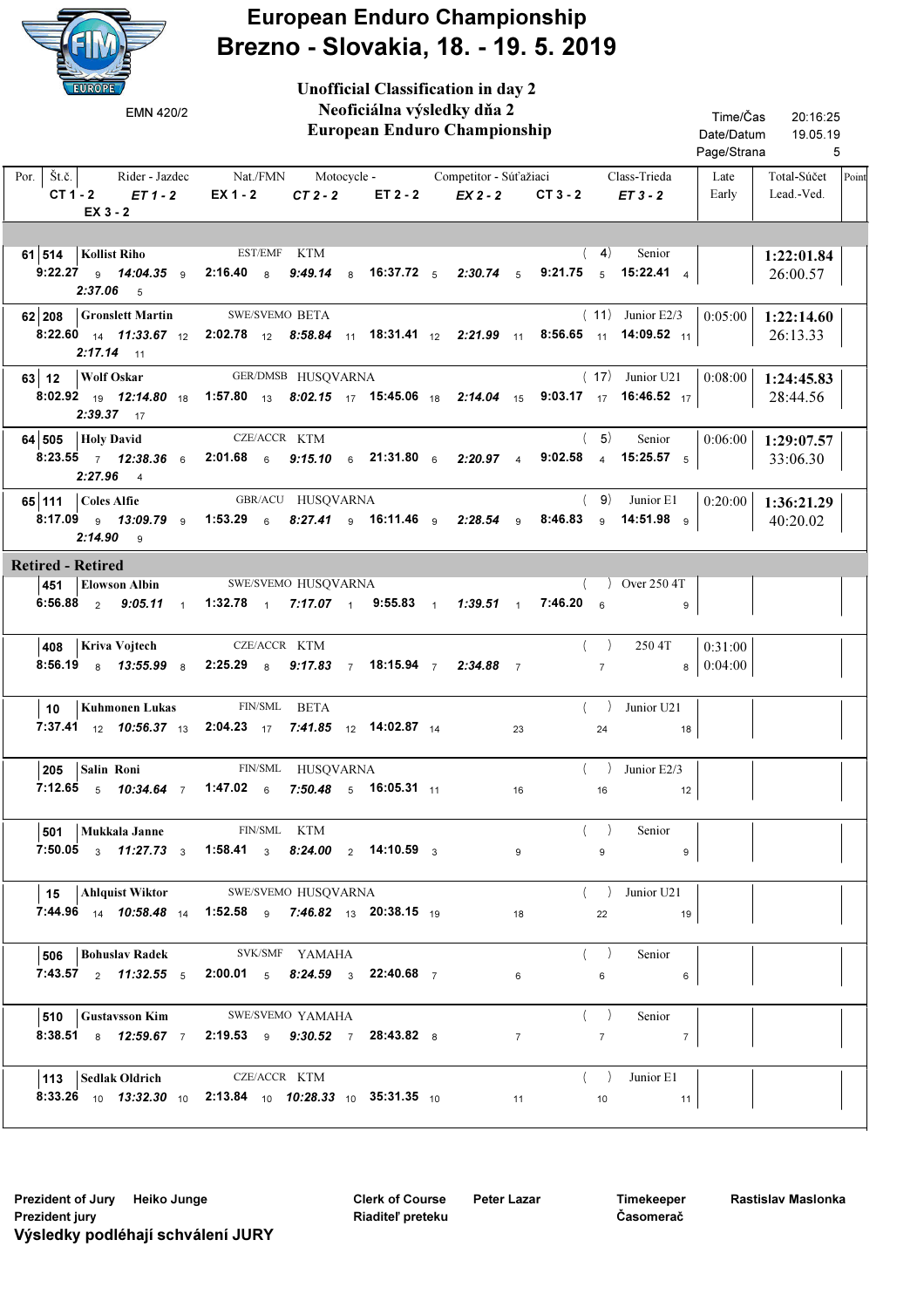# European Enduro Championship
# Brezno - Slovakia, 18. - 19. 5. 2019

EMN 420/2

**Unofficial Classification in day 2**
**Neoficiálna výsledky dňa 2**
**European Enduro Championship**

Time/Čas 20:16:25
Date/Datum 19.05.19

| Por. | Št.č. | Rider - Jazdec | Nat./FMN | Motocycle - | Competitor - Súťažiaci | Class-Trieda | Late / Early | Total-Súčet / Lead.-Ved. | Point |
|---|---|---|---|---|---|---|---|---|---|
| | CT 1 - 2 / ET 1 - 2 / EX 1 - 2 / CT 2 - 2 / ET 2 - 2 / EX 2 - 2 / CT 3 - 2 / ET 3 - 2 / EX 3 - 2 | | | | | | | | |
| 61 | 514 | Kollist Riho | EST/EMF | KTM | ( 4) | Senior | | 1:22:01.84 / 26:00.57 | |
| | 9:22.27 9 / 14:04.35 9 / 2:16.40 8 / 9:49.14 8 / 16:37.72 5 / 2:30.74 5 / 9:21.75 5 / 15:22.41 4 / 2:37.06 5 | | | | | | | | |
| 62 | 208 | Gronslett Martin | SWE/SVEMO | BETA | ( 11) | Junior E2/3 | 0:05:00 | 1:22:14.60 / 26:13.33 | |
| | 8:22.60 14 / 11:33.67 12 / 2:02.78 12 / 8:58.84 11 / 18:31.41 12 / 2:21.99 11 / 8:56.65 11 / 14:09.52 11 / 2:17.14 11 | | | | | | | | |
| 63 | 12 | Wolf Oskar | GER/DMSB | HUSQVARNA | ( 17) | Junior U21 | 0:08:00 | 1:24:45.83 / 28:44.56 | |
| | 8:02.92 19 / 12:14.80 18 / 1:57.80 13 / 8:02.15 17 / 15:45.06 18 / 2:14.04 15 / 9:03.17 17 / 16:46.52 17 / 2:39.37 17 | | | | | | | | |
| 64 | 505 | Holy David | CZE/ACCR | KTM | ( 5) | Senior | 0:06:00 | 1:29:07.57 / 33:06.30 | |
| | 8:23.55 7 / 12:38.36 6 / 2:01.68 6 / 9:15.10 6 / 21:31.80 6 / 2:20.97 4 / 9:02.58 4 / 15:25.57 5 / 2:27.96 4 | | | | | | | | |
| 65 | 111 | Coles Alfie | GBR/ACU | HUSQVARNA | ( 9) | Junior E1 | 0:20:00 | 1:36:21.29 / 40:20.02 | |
| | 8:17.09 9 / 13:09.79 9 / 1:53.29 6 / 8:27.41 9 / 16:11.46 9 / 2:28.54 9 / 8:46.83 9 / 14:51.98 9 / 2:14.90 9 | | | | | | | | |
| **Retired - Retired** | | | | | | | | | |
| | 451 | Elowson Albin | SWE/SVEMO | HUSQVARNA | ( ) | Over 250 4T | | | |
| | 6:56.88 2 / 9:05.11 1 / 1:32.78 1 / 7:17.07 1 / 9:55.83 1 / 1:39.51 1 / 7:46.20 6 / 9 | | | | | | | | |
| | 408 | Kriva Vojtech | CZE/ACCR | KTM | ( ) | 250 4T | 0:31:00 / 0:04:00 | | |
| | 8:56.19 8 / 13:55.99 8 / 2:25.29 8 / 9:17.83 7 / 18:15.94 7 / 2:34.88 7 / 7 / 8 | | | | | | | | |
| | 10 | Kuhmonen Lukas | FIN/SML | BETA | ( ) | Junior U21 | | | |
| | 7:37.41 12 / 10:56.37 13 / 2:04.23 17 / 7:41.85 12 / 14:02.87 14 / 23 / 24 / 18 | | | | | | | | |
| | 205 | Salin Roni | FIN/SML | HUSQVARNA | ( ) | Junior E2/3 | | | |
| | 7:12.65 5 / 10:34.64 7 / 1:47.02 6 / 7:50.48 5 / 16:05.31 11 / 16 / 16 / 12 | | | | | | | | |
| | 501 | Mukkala Janne | FIN/SML | KTM | ( ) | Senior | | | |
| | 7:50.05 3 / 11:27.73 3 / 1:58.41 3 / 8:24.00 2 / 14:10.59 3 / 9 / 9 / 9 | | | | | | | | |
| | 15 | Ahlquist Wiktor | SWE/SVEMO | HUSQVARNA | ( ) | Junior U21 | | | |
| | 7:44.96 14 / 10:58.48 14 / 1:52.58 9 / 7:46.82 13 / 20:38.15 19 / 18 / 22 / 19 | | | | | | | | |
| | 506 | Bohuslav Radek | SVK/SMF | YAMAHA | ( ) | Senior | | | |
| | 7:43.57 2 / 11:32.55 5 / 2:00.01 5 / 8:24.59 3 / 22:40.68 7 / 6 / 6 / 6 | | | | | | | | |
| | 510 | Gustavsson Kim | SWE/SVEMO | YAMAHA | ( ) | Senior | | | |
| | 8:38.51 8 / 12:59.67 7 / 2:19.53 9 / 9:30.52 7 / 28:43.82 8 / 7 / 7 / 7 | | | | | | | | |
| | 113 | Sedlak Oldrich | CZE/ACCR | KTM | ( ) | Junior E1 | | | |
| | 8:33.26 10 / 13:32.30 10 / 2:13.84 10 / 10:28.33 10 / 35:31.35 10 / 11 / 10 / 11 | | | | | | | | |

Prezident of Jury Heiko Junge
Prezident jury
**Výsledky podléhají schválení JURY**

Clerk of Course Peter Lazar
Riaditeľ preteku

Timekeeper Rastislav Maslonka
Časomerač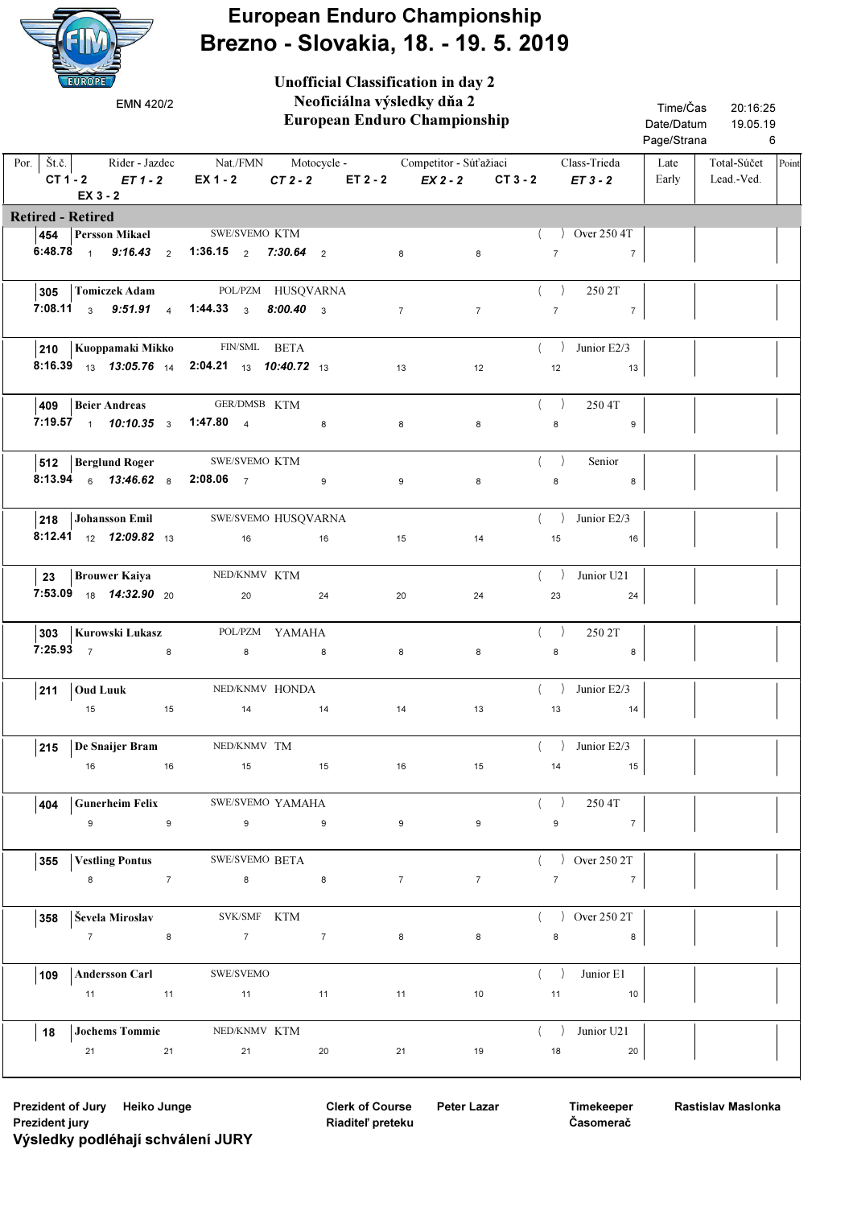# European Enduro Championship
## Brezno - Slovakia, 18. - 19. 5. 2019

EMN 420/2

**Unofficial Classification in day 2**
**Neoficiálna výsledky dňa 2**
**European Enduro Championship**

Time/Čas 20:16:25
Date/Datum 19.05.19
Page/Strana 6

| Por. | Št.č. | Rider - Jazdec | Nat./FMN | Motocycle - | Competitor - Súťažiaci | Class-Trieda | Late | Early | Total-Súčet | Lead.-Ved. | Point |
|---|---|---|---|---|---|---|---|---|---|---|---|
| | CT 1 - 2 | ET 1 - 2 | EX 1 - 2 | CT 2 - 2 | ET 2 - 2 | EX 2 - 2 | CT 3 - 2 | ET 3 - 2 | EX 3 - 2 | | |

**Retired - Retired**

| Št.č. | Rider | Nat./FMN | Motocycle | Class | CT 1 - 2 | | ET 1 - 2 | | EX 1 - 2 | | CT 2 - 2 | | ET 2 - 2 | EX 2 - 2 | CT 3 - 2 | ET 3 - 2 |
|---|---|---|---|---|---|---|---|---|---|---|---|---|---|---|---|---|
| 454 | Persson Mikael | SWE/SVEMO | KTM | Over 250 4T | 6:48.78 | 1 | 9:16.43 | 2 | 1:36.15 | 2 | 7:30.64 | 2 | 8 | 8 | 7 | 7 |
| 305 | Tomiczek Adam | POL/PZM | HUSQVARNA | 250 2T | 7:08.11 | 3 | 9:51.91 | 4 | 1:44.33 | 3 | 8:00.40 | 3 | 7 | 7 | 7 | 7 |
| 210 | Kuoppamaki Mikko | FIN/SML | BETA | Junior E2/3 | 8:16.39 | 13 | 13:05.76 | 14 | 2:04.21 | 13 | 10:40.72 | 13 | 13 | 12 | 12 | 13 |
| 409 | Beier Andreas | GER/DMSB | KTM | 250 4T | 7:19.57 | 1 | 10:10.35 | 3 | 1:47.80 | 4 | | 8 | 8 | 8 | 8 | 9 |
| 512 | Berglund Roger | SWE/SVEMO | KTM | Senior | 8:13.94 | 6 | 13:46.62 | 8 | 2:08.06 | 7 | | 9 | 9 | 8 | 8 | 8 |
| 218 | Johansson Emil | SWE/SVEMO | HUSQVARNA | Junior E2/3 | 8:12.41 | 12 | 12:09.82 | 13 | | 16 | | 16 | 15 | 14 | 15 | 16 |
| 23 | Brouwer Kaiya | NED/KNMV | KTM | Junior U21 | 7:53.09 | 18 | 14:32.90 | 20 | | 20 | | 24 | 20 | 24 | 23 | 24 |
| 303 | Kurowski Lukasz | POL/PZM | YAMAHA | 250 2T | 7:25.93 | 7 | | 8 | | 8 | | 8 | 8 | 8 | 8 | 8 |
| 211 | Oud Luuk | NED/KNMV | HONDA | Junior E2/3 | | 15 | | 15 | | 14 | | 14 | 14 | 13 | 13 | 14 |
| 215 | De Snaijer Bram | NED/KNMV | TM | Junior E2/3 | | 16 | | 16 | | 15 | | 15 | 16 | 15 | 14 | 15 |
| 404 | Gunerheim Felix | SWE/SVEMO | YAMAHA | 250 4T | | 9 | | 9 | | 9 | | 9 | 9 | 9 | 9 | 7 |
| 355 | Vestling Pontus | SWE/SVEMO | BETA | Over 250 2T | | 8 | | 7 | | 8 | | 8 | 7 | 7 | 7 | 7 |
| 358 | Ševela Miroslav | SVK/SMF | KTM | Over 250 2T | | 7 | | 8 | | 7 | | 7 | 8 | 8 | 8 | 8 |
| 109 | Andersson Carl | SWE/SVEMO | | Junior E1 | | 11 | | 11 | | 11 | | 11 | 11 | 10 | 11 | 10 |
| 18 | Jochems Tommie | NED/KNMV | KTM | Junior U21 | | 21 | | 21 | | 21 | | 20 | 21 | 19 | 18 | 20 |

Prezident of Jury / Prezident jury: Heiko Junge
Clerk of Course / Riaditeľ preteku: Peter Lazar
Timekeeper / Časomerač: Rastislav Maslonka

**Výsledky podléhají schválení JURY**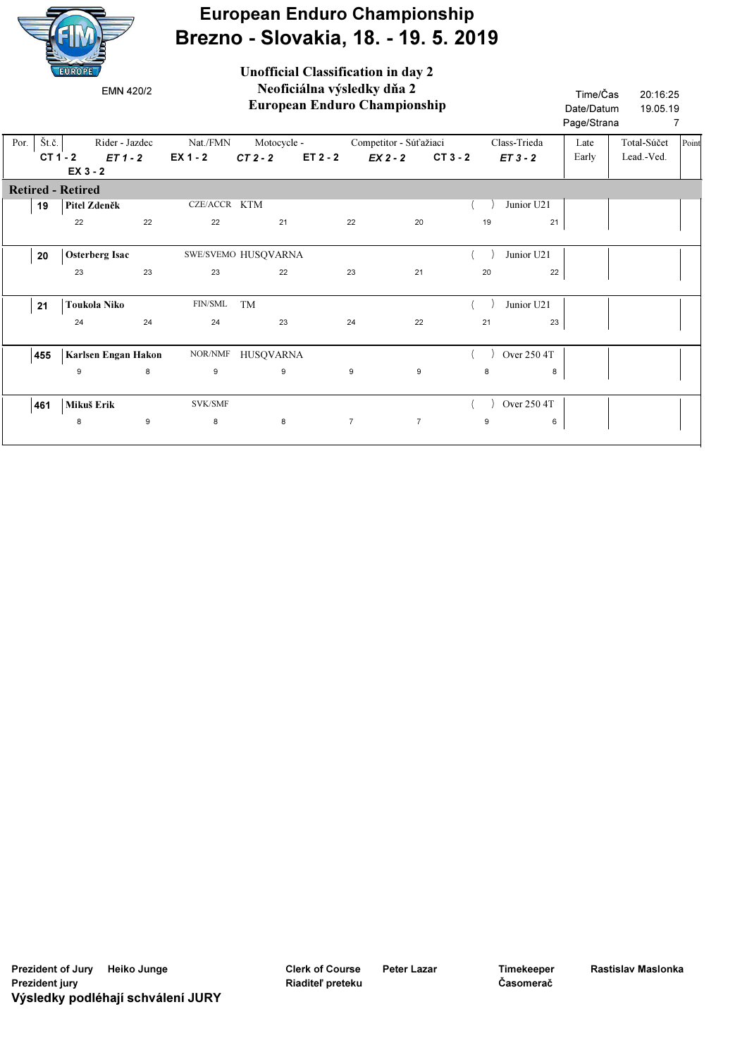# European Enduro Championship
## Brezno - Slovakia, 18. - 19. 5. 2019

EMN 420/2

**Unofficial Classification in day 2**
**Neoficiálna výsledky dňa 2**
**European Enduro Championship**

Time/Čas 20:16:25
Date/Datum 19.05.19
Page/Strana 7

| Por. | Št.č. | Rider - Jazdec | Nat./FMN | Motocycle - | Competitor - Súťažiaci | Class-Trieda | Late Early | Total-Súčet Lead.-Ved. | Point |
|---|---|---|---|---|---|---|---|---|---|
| | CT 1 - 2 | ET 1 - 2 | EX 1 - 2 | CT 2 - 2 | ET 2 - 2 | EX 2 - 2 | CT 3 - 2 | ET 3 - 2 | EX 3 - 2 |

**Retired - Retired**

| Por. | Št.č. | Rider - Jazdec | Nat./FMN | Motocycle | Competitor | Class-Trieda | Late Early | Total-Súčet Lead.-Ved. | Point |
|---|---|---|---|---|---|---|---|---|---|
| | 19 | Pitel Zdeněk | CZE/ACCR | KTM | ( ) | Junior U21 | | | |
| | 22 | 22 | 22 | 21 | 22 | 20 | 19 | 21 | |
| | 20 | Osterberg Isac | SWE/SVEMO | HUSQVARNA | ( ) | Junior U21 | | | |
| | 23 | 23 | 23 | 22 | 23 | 21 | 20 | 22 | |
| | 21 | Toukola Niko | FIN/SML | TM | ( ) | Junior U21 | | | |
| | 24 | 24 | 24 | 23 | 24 | 22 | 21 | 23 | |
| | 455 | Karlsen Engan Hakon | NOR/NMF | HUSQVARNA | ( ) | Over 250 4T | | | |
| | 9 | 8 | 9 | 9 | 9 | 9 | 8 | 8 | |
| | 461 | Mikuš Erik | SVK/SMF | | ( ) | Over 250 4T | | | |
| | 8 | 9 | 8 | 8 | 7 | 7 | 9 | 6 | |

**Prezident of Jury** Heiko Junge
**Prezident jury**
**Výsledky podléhají schválení JURY**

**Clerk of Course** Peter Lazar
**Riaditeľ preteku**

**Timekeeper** Rastislav Maslonka
**Časomerač**